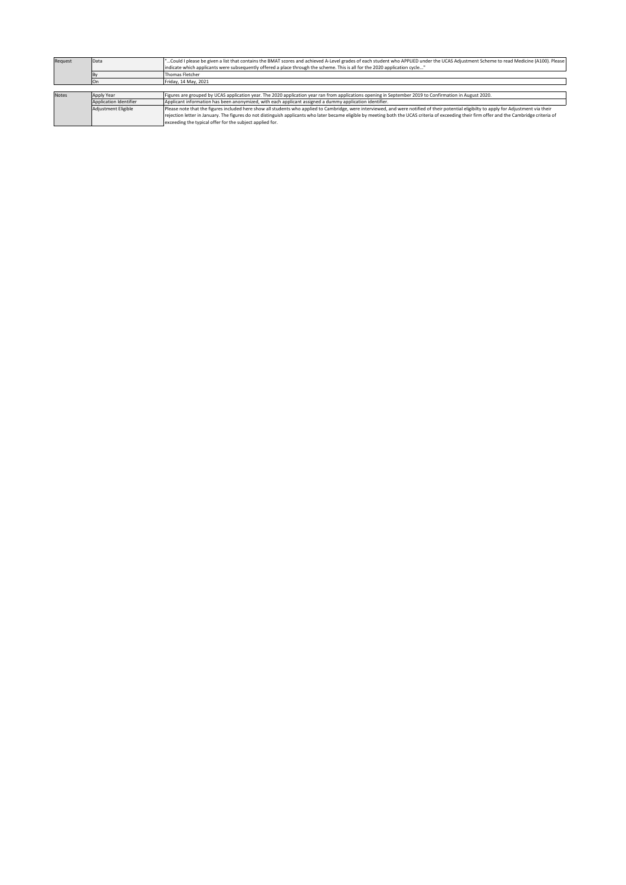| Request | Data | "...Could I please be given a list that contains the BMAT scores and achieved A-Level grades of each student who APPLIED under the UCAS Adjustment Scheme to read Medicine (A100). Please indicate which applicants were subsequently offered a place through the scheme. This is all for the 2020 application cycle..." |
|---|---|---|
| | By | Thomas Fletcher |
| | On | Friday, 14 May, 2021 |

| Notes | Apply Year | Figures are grouped by UCAS application year. The 2020 application year ran from applications opening in September 2019 to Confirmation in August 2020. |
|---|---|---|
| | Application Identifier | Applicant information has been anonymized, with each applicant assigned a dummy application identifier. |
| | Adjustment Eligible | Please note that the figures included here show all students who applied to Cambridge, were interviewed, and were notified of their potential eligibilty to apply for Adjustment via their rejection letter in January. The figures do not distinguish applicants who later became eligible by meeting both the UCAS criteria of exceeding their firm offer and the Cambridge criteria of exceeding the typical offer for the subject applied for. |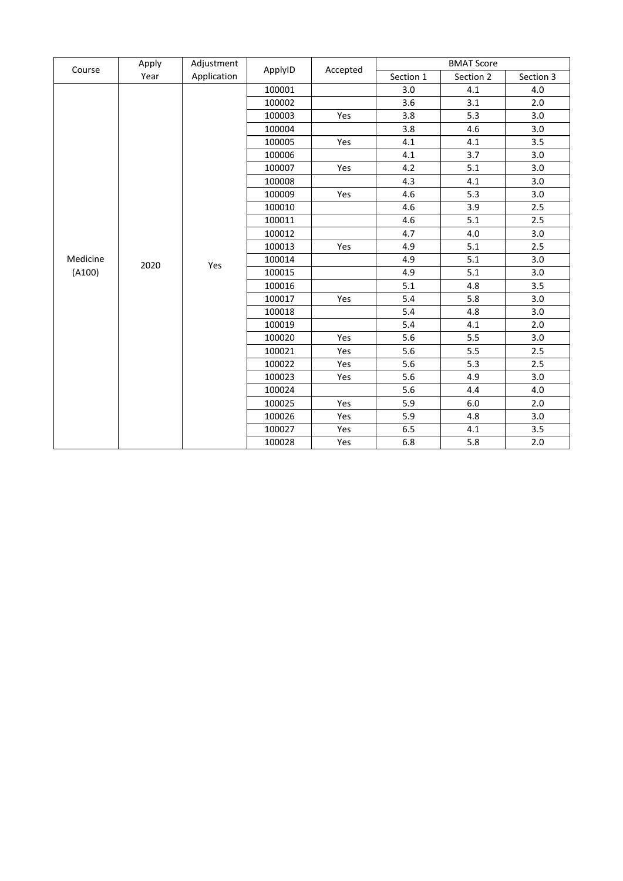| Course | Apply Year | Adjustment Application | ApplyID | Accepted | BMAT Score | | |
|---|---|---|---|---|---|---|---|
| | | | | | Section 1 | Section 2 | Section 3 |
| Medicine (A100) | 2020 | Yes | 100001 | | 3.0 | 4.1 | 4.0 |
| | | | 100002 | | 3.6 | 3.1 | 2.0 |
| | | | 100003 | Yes | 3.8 | 5.3 | 3.0 |
| | | | 100004 | | 3.8 | 4.6 | 3.0 |
| | | | 100005 | Yes | 4.1 | 4.1 | 3.5 |
| | | | 100006 | | 4.1 | 3.7 | 3.0 |
| | | | 100007 | Yes | 4.2 | 5.1 | 3.0 |
| | | | 100008 | | 4.3 | 4.1 | 3.0 |
| | | | 100009 | Yes | 4.6 | 5.3 | 3.0 |
| | | | 100010 | | 4.6 | 3.9 | 2.5 |
| | | | 100011 | | 4.6 | 5.1 | 2.5 |
| | | | 100012 | | 4.7 | 4.0 | 3.0 |
| | | | 100013 | Yes | 4.9 | 5.1 | 2.5 |
| | | | 100014 | | 4.9 | 5.1 | 3.0 |
| | | | 100015 | | 4.9 | 5.1 | 3.0 |
| | | | 100016 | | 5.1 | 4.8 | 3.5 |
| | | | 100017 | Yes | 5.4 | 5.8 | 3.0 |
| | | | 100018 | | 5.4 | 4.8 | 3.0 |
| | | | 100019 | | 5.4 | 4.1 | 2.0 |
| | | | 100020 | Yes | 5.6 | 5.5 | 3.0 |
| | | | 100021 | Yes | 5.6 | 5.5 | 2.5 |
| | | | 100022 | Yes | 5.6 | 5.3 | 2.5 |
| | | | 100023 | Yes | 5.6 | 4.9 | 3.0 |
| | | | 100024 | | 5.6 | 4.4 | 4.0 |
| | | | 100025 | Yes | 5.9 | 6.0 | 2.0 |
| | | | 100026 | Yes | 5.9 | 4.8 | 3.0 |
| | | | 100027 | Yes | 6.5 | 4.1 | 3.5 |
| | | | 100028 | Yes | 6.8 | 5.8 | 2.0 |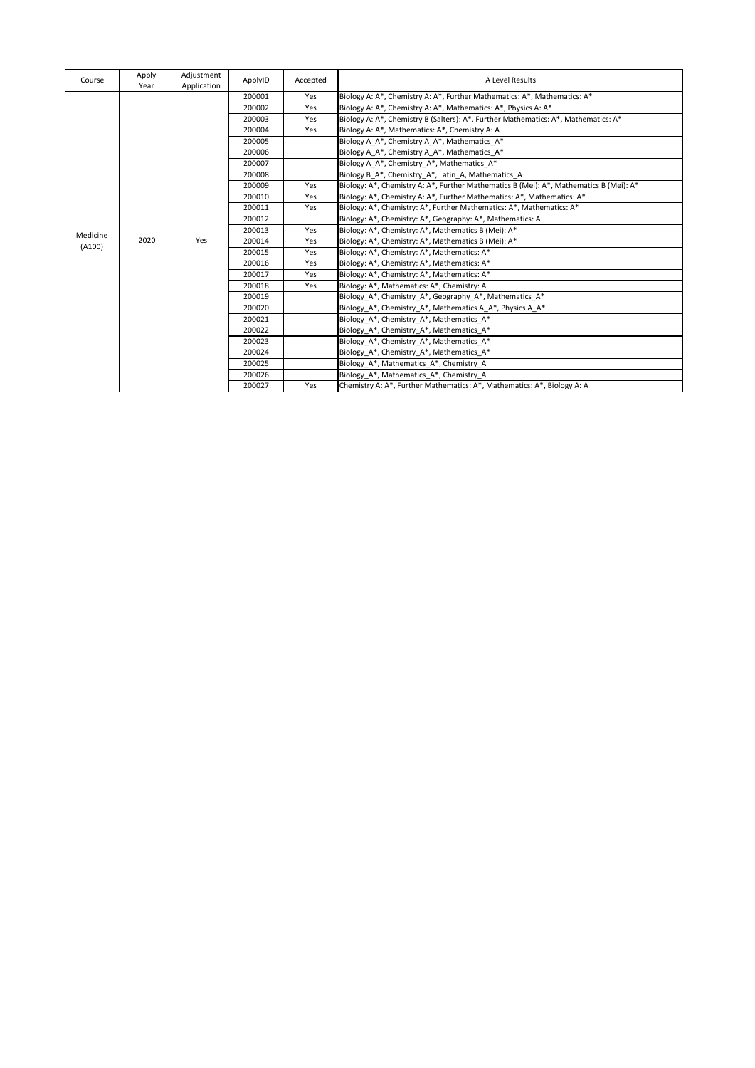| Course | Apply Year | Adjustment Application | ApplyID | Accepted | A Level Results |
|---|---|---|---|---|---|
| Medicine (A100) | 2020 | Yes | 200001 | Yes | Biology A: A*, Chemistry A: A*, Further Mathematics: A*, Mathematics: A* |
| | | | 200002 | Yes | Biology A: A*, Chemistry A: A*, Mathematics: A*, Physics A: A* |
| | | | 200003 | Yes | Biology A: A*, Chemistry B (Salters): A*, Further Mathematics: A*, Mathematics: A* |
| | | | 200004 | Yes | Biology A: A*, Mathematics: A*, Chemistry A: A |
| | | | 200005 | | Biology A_A*, Chemistry A_A*, Mathematics_A* |
| | | | 200006 | | Biology A_A*, Chemistry A_A*, Mathematics_A* |
| | | | 200007 | | Biology A_A*, Chemistry_A*, Mathematics_A* |
| | | | 200008 | | Biology B_A*, Chemistry_A*, Latin_A, Mathematics_A |
| | | | 200009 | Yes | Biology: A*, Chemistry A: A*, Further Mathematics B (Mei): A*, Mathematics B (Mei): A* |
| | | | 200010 | Yes | Biology: A*, Chemistry A: A*, Further Mathematics: A*, Mathematics: A* |
| | | | 200011 | Yes | Biology: A*, Chemistry: A*, Further Mathematics: A*, Mathematics: A* |
| | | | 200012 | | Biology: A*, Chemistry: A*, Geography: A*, Mathematics: A |
| | | | 200013 | Yes | Biology: A*, Chemistry: A*, Mathematics B (Mei): A* |
| | | | 200014 | Yes | Biology: A*, Chemistry: A*, Mathematics B (Mei): A* |
| | | | 200015 | Yes | Biology: A*, Chemistry: A*, Mathematics: A* |
| | | | 200016 | Yes | Biology: A*, Chemistry: A*, Mathematics: A* |
| | | | 200017 | Yes | Biology: A*, Chemistry: A*, Mathematics: A* |
| | | | 200018 | Yes | Biology: A*, Mathematics: A*, Chemistry: A |
| | | | 200019 | | Biology_A*, Chemistry_A*, Geography_A*, Mathematics_A* |
| | | | 200020 | | Biology_A*, Chemistry_A*, Mathematics A_A*, Physics A_A* |
| | | | 200021 | | Biology_A*, Chemistry_A*, Mathematics_A* |
| | | | 200022 | | Biology_A*, Chemistry_A*, Mathematics_A* |
| | | | 200023 | | Biology_A*, Chemistry_A*, Mathematics_A* |
| | | | 200024 | | Biology_A*, Chemistry_A*, Mathematics_A* |
| | | | 200025 | | Biology_A*, Mathematics_A*, Chemistry_A |
| | | | 200026 | | Biology_A*, Mathematics_A*, Chemistry_A |
| | | | 200027 | Yes | Chemistry A: A*, Further Mathematics: A*, Mathematics: A*, Biology A: A |